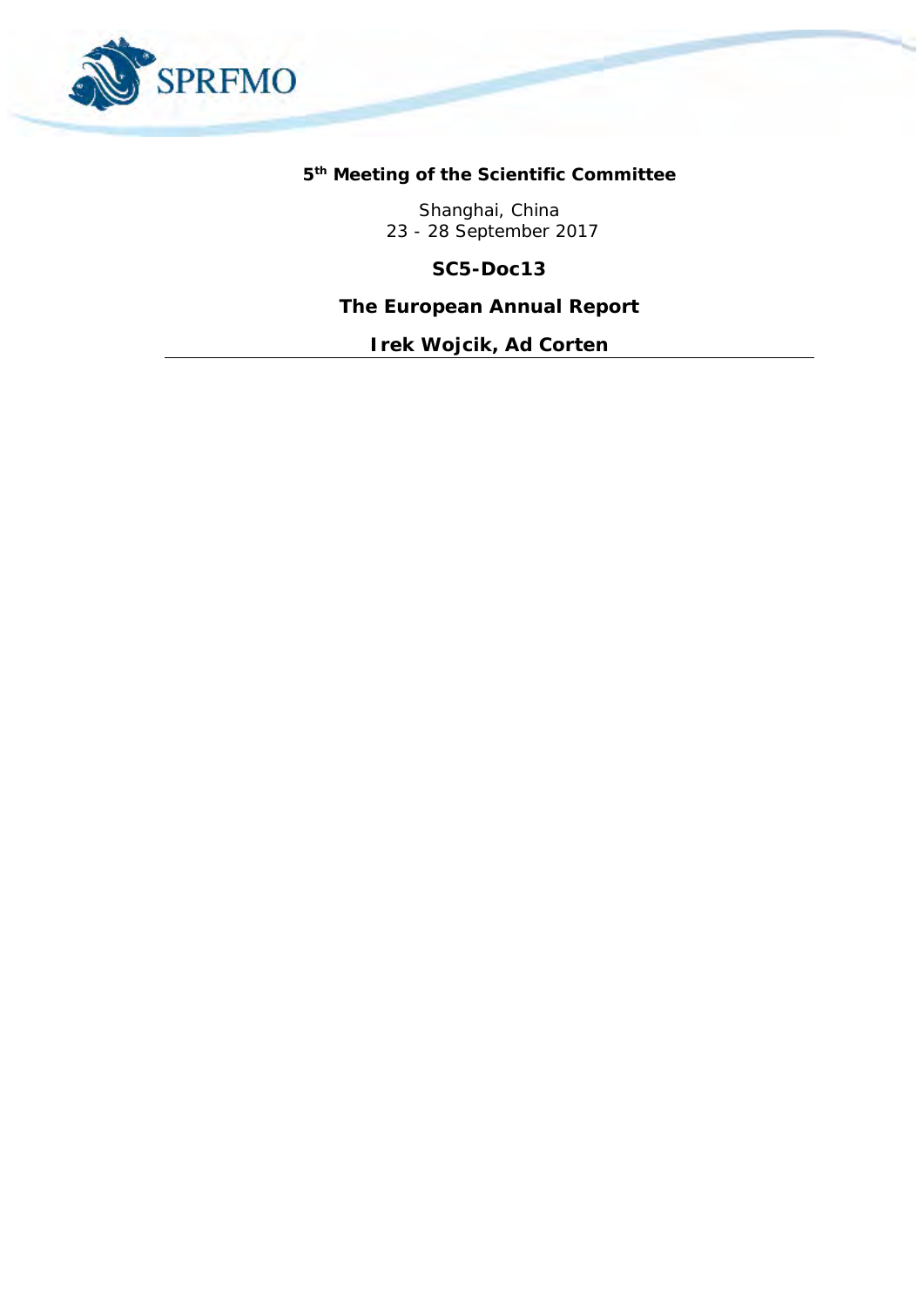SPRFMO

**5th Meeting of the Scientific Committee**

Shanghai, China
23 - 28 September 2017

**SC5-Doc13**

# The European Annual Report

**Irek Wojcik, Ad Corten**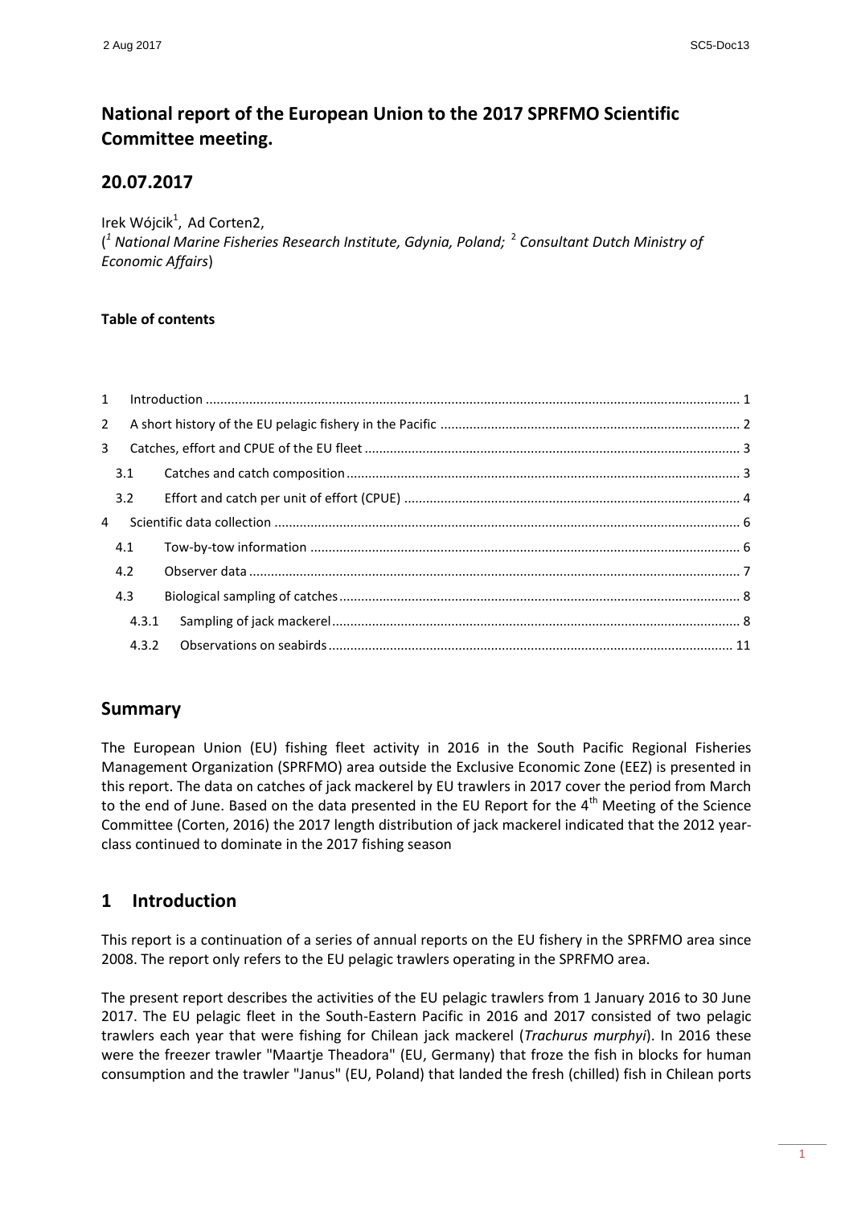# National report of the European Union to the 2017 SPRFMO Scientific Committee meeting.

## 20.07.2017

Irek Wójcik[1], Ad Corten2,

([1] *National Marine Fisheries Research Institute, Gdynia, Poland;* [2] *Consultant Dutch Ministry of Economic Affairs*)

**Table of contents**

| | | |
|---|---|---|
| 1 | Introduction | 1 |
| 2 | A short history of the EU pelagic fishery in the Pacific | 2 |
| 3 | Catches, effort and CPUE of the EU fleet | 3 |
| 3.1 | Catches and catch composition | 3 |
| 3.2 | Effort and catch per unit of effort (CPUE) | 4 |
| 4 | Scientific data collection | 6 |
| 4.1 | Tow-by-tow information | 6 |
| 4.2 | Observer data | 7 |
| 4.3 | Biological sampling of catches | 8 |
| 4.3.1 | Sampling of jack mackerel | 8 |
| 4.3.2 | Observations on seabirds | 11 |

## Summary

The European Union (EU) fishing fleet activity in 2016 in the South Pacific Regional Fisheries Management Organization (SPRFMO) area outside the Exclusive Economic Zone (EEZ) is presented in this report. The data on catches of jack mackerel by EU trawlers in 2017 cover the period from March to the end of June. Based on the data presented in the EU Report for the 4th Meeting of the Science Committee (Corten, 2016) the 2017 length distribution of jack mackerel indicated that the 2012 year-class continued to dominate in the 2017 fishing season

## 1 Introduction

This report is a continuation of a series of annual reports on the EU fishery in the SPRFMO area since 2008. The report only refers to the EU pelagic trawlers operating in the SPRFMO area.

The present report describes the activities of the EU pelagic trawlers from 1 January 2016 to 30 June 2017. The EU pelagic fleet in the South-Eastern Pacific in 2016 and 2017 consisted of two pelagic trawlers each year that were fishing for Chilean jack mackerel (*Trachurus murphyi*). In 2016 these were the freezer trawler "Maartje Theadora" (EU, Germany) that froze the fish in blocks for human consumption and the trawler "Janus" (EU, Poland) that landed the fresh (chilled) fish in Chilean ports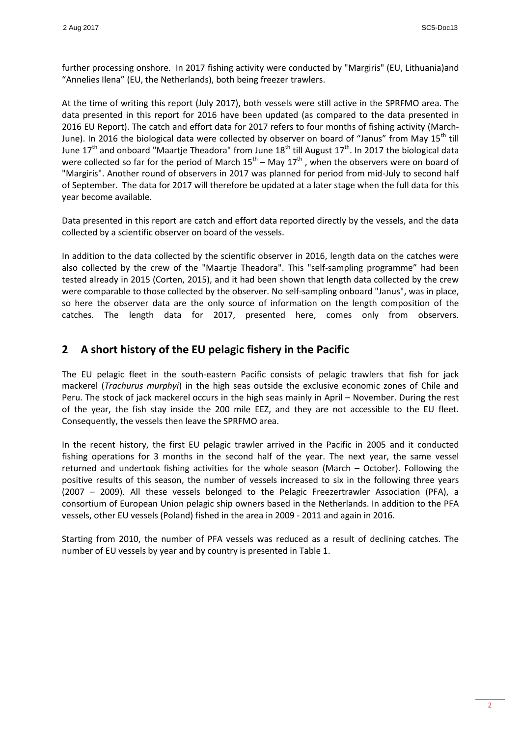further processing onshore. In 2017 fishing activity were conducted by "Margiris" (EU, Lithuania)and "Annelies Ilena" (EU, the Netherlands), both being freezer trawlers.

At the time of writing this report (July 2017), both vessels were still active in the SPRFMO area. The data presented in this report for 2016 have been updated (as compared to the data presented in 2016 EU Report). The catch and effort data for 2017 refers to four months of fishing activity (March-June). In 2016 the biological data were collected by observer on board of "Janus" from May 15th till June 17th and onboard "Maartje Theadora" from June 18th till August 17th. In 2017 the biological data were collected so far for the period of March 15th – May 17th , when the observers were on board of "Margiris". Another round of observers in 2017 was planned for period from mid-July to second half of September. The data for 2017 will therefore be updated at a later stage when the full data for this year become available.

Data presented in this report are catch and effort data reported directly by the vessels, and the data collected by a scientific observer on board of the vessels.

In addition to the data collected by the scientific observer in 2016, length data on the catches were also collected by the crew of the "Maartje Theadora". This "self-sampling programme" had been tested already in 2015 (Corten, 2015), and it had been shown that length data collected by the crew were comparable to those collected by the observer. No self-sampling onboard "Janus", was in place, so here the observer data are the only source of information on the length composition of the catches. The length data for 2017, presented here, comes only from observers.

## 2 A short history of the EU pelagic fishery in the Pacific

The EU pelagic fleet in the south-eastern Pacific consists of pelagic trawlers that fish for jack mackerel (*Trachurus murphyi*) in the high seas outside the exclusive economic zones of Chile and Peru. The stock of jack mackerel occurs in the high seas mainly in April – November. During the rest of the year, the fish stay inside the 200 mile EEZ, and they are not accessible to the EU fleet. Consequently, the vessels then leave the SPRFMO area.

In the recent history, the first EU pelagic trawler arrived in the Pacific in 2005 and it conducted fishing operations for 3 months in the second half of the year. The next year, the same vessel returned and undertook fishing activities for the whole season (March – October). Following the positive results of this season, the number of vessels increased to six in the following three years (2007 – 2009). All these vessels belonged to the Pelagic Freezertrawler Association (PFA), a consortium of European Union pelagic ship owners based in the Netherlands. In addition to the PFA vessels, other EU vessels (Poland) fished in the area in 2009 - 2011 and again in 2016.

Starting from 2010, the number of PFA vessels was reduced as a result of declining catches. The number of EU vessels by year and by country is presented in Table 1.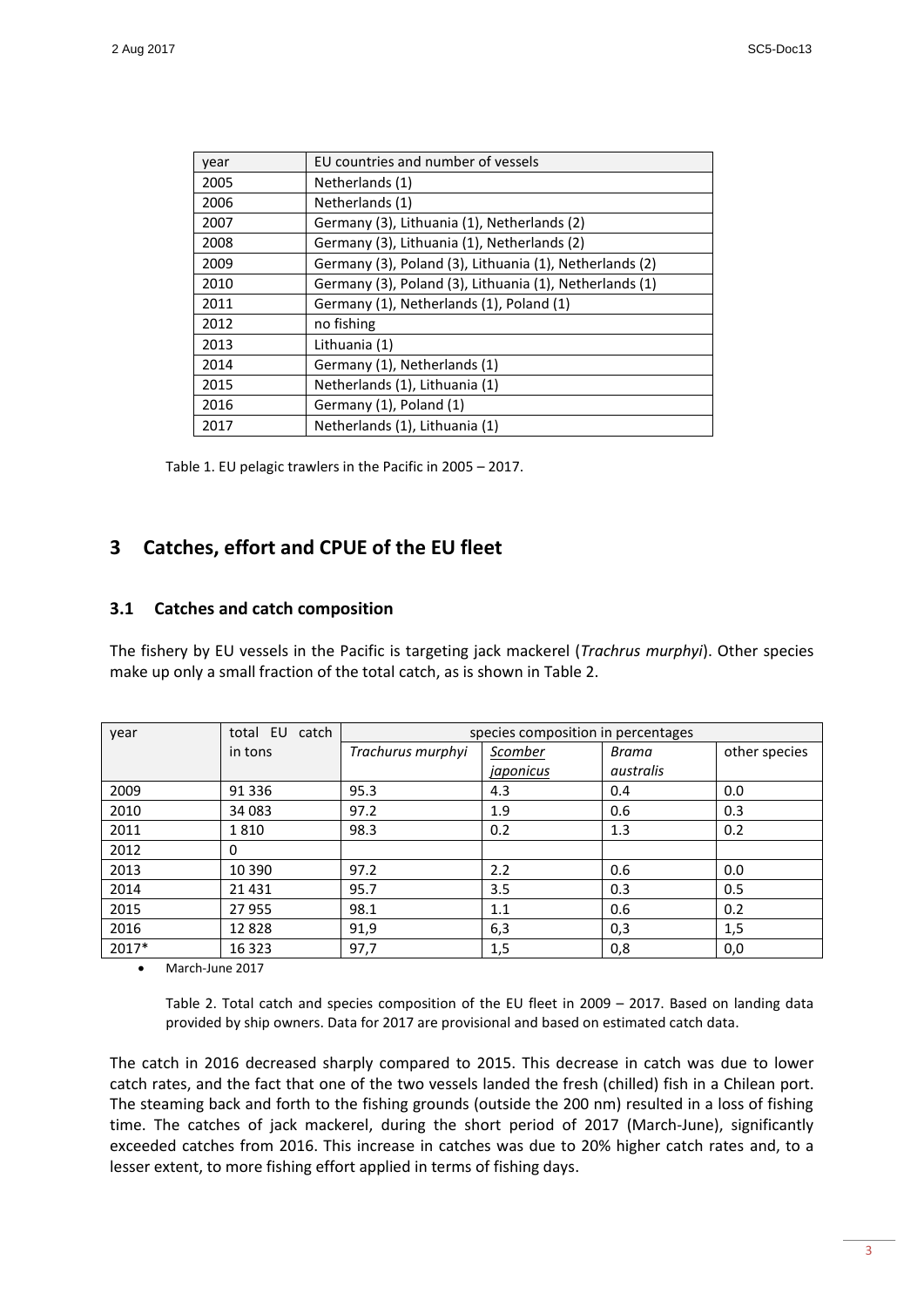| year | EU countries and number of vessels |
|---|---|
| 2005 | Netherlands (1) |
| 2006 | Netherlands (1) |
| 2007 | Germany (3), Lithuania (1), Netherlands (2) |
| 2008 | Germany (3), Lithuania (1), Netherlands (2) |
| 2009 | Germany (3), Poland (3), Lithuania (1), Netherlands (2) |
| 2010 | Germany (3), Poland (3), Lithuania (1), Netherlands (1) |
| 2011 | Germany (1), Netherlands (1), Poland (1) |
| 2012 | no fishing |
| 2013 | Lithuania (1) |
| 2014 | Germany (1), Netherlands (1) |
| 2015 | Netherlands (1), Lithuania (1) |
| 2016 | Germany (1), Poland (1) |
| 2017 | Netherlands (1), Lithuania (1) |

Table 1. EU pelagic trawlers in the Pacific in 2005 – 2017.

# 3 Catches, effort and CPUE of the EU fleet

## 3.1 Catches and catch composition

The fishery by EU vessels in the Pacific is targeting jack mackerel (*Trachrus murphyi*). Other species make up only a small fraction of the total catch, as is shown in Table 2.

| year | total EU catch in tons | species composition in percentages | | | |
|---|---|---|---|---|---|
| | | *Trachurus murphyi* | *Scomber japonicus* | *Brama australis* | other species |
| 2009 | 91 336 | 95.3 | 4.3 | 0.4 | 0.0 |
| 2010 | 34 083 | 97.2 | 1.9 | 0.6 | 0.3 |
| 2011 | 1 810 | 98.3 | 0.2 | 1.3 | 0.2 |
| 2012 | 0 | | | | |
| 2013 | 10 390 | 97.2 | 2.2 | 0.6 | 0.0 |
| 2014 | 21 431 | 95.7 | 3.5 | 0.3 | 0.5 |
| 2015 | 27 955 | 98.1 | 1.1 | 0.6 | 0.2 |
| 2016 | 12 828 | 91,9 | 6,3 | 0,3 | 1,5 |
| 2017* | 16 323 | 97,7 | 1,5 | 0,8 | 0,0 |

- March-June 2017

Table 2. Total catch and species composition of the EU fleet in 2009 – 2017. Based on landing data provided by ship owners. Data for 2017 are provisional and based on estimated catch data.

The catch in 2016 decreased sharply compared to 2015. This decrease in catch was due to lower catch rates, and the fact that one of the two vessels landed the fresh (chilled) fish in a Chilean port. The steaming back and forth to the fishing grounds (outside the 200 nm) resulted in a loss of fishing time. The catches of jack mackerel, during the short period of 2017 (March-June), significantly exceeded catches from 2016. This increase in catches was due to 20% higher catch rates and, to a lesser extent, to more fishing effort applied in terms of fishing days.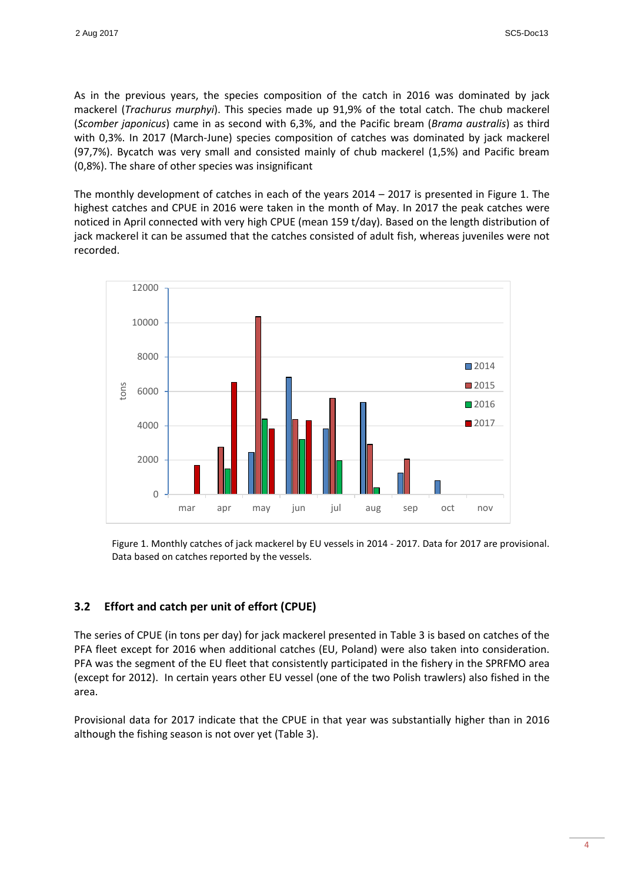As in the previous years, the species composition of the catch in 2016 was dominated by jack mackerel (*Trachurus murphyi*). This species made up 91,9% of the total catch. The chub mackerel (*Scomber japonicus*) came in as second with 6,3%, and the Pacific bream (*Brama australis*) as third with 0,3%. In 2017 (March-June) species composition of catches was dominated by jack mackerel (97,7%). Bycatch was very small and consisted mainly of chub mackerel (1,5%) and Pacific bream (0,8%). The share of other species was insignificant

The monthly development of catches in each of the years 2014 – 2017 is presented in Figure 1. The highest catches and CPUE in 2016 were taken in the month of May. In 2017 the peak catches were noticed in April connected with very high CPUE (mean 159 t/day). Based on the length distribution of jack mackerel it can be assumed that the catches consisted of adult fish, whereas juveniles were not recorded.

Figure 1. Monthly catches of jack mackerel by EU vessels in 2014 - 2017. Data for 2017 are provisional. Data based on catches reported by the vessels.

### 3.2 Effort and catch per unit of effort (CPUE)

The series of CPUE (in tons per day) for jack mackerel presented in Table 3 is based on catches of the PFA fleet except for 2016 when additional catches (EU, Poland) were also taken into consideration. PFA was the segment of the EU fleet that consistently participated in the fishery in the SPRFMO area (except for 2012). In certain years other EU vessel (one of the two Polish trawlers) also fished in the area.

Provisional data for 2017 indicate that the CPUE in that year was substantially higher than in 2016 although the fishing season is not over yet (Table 3).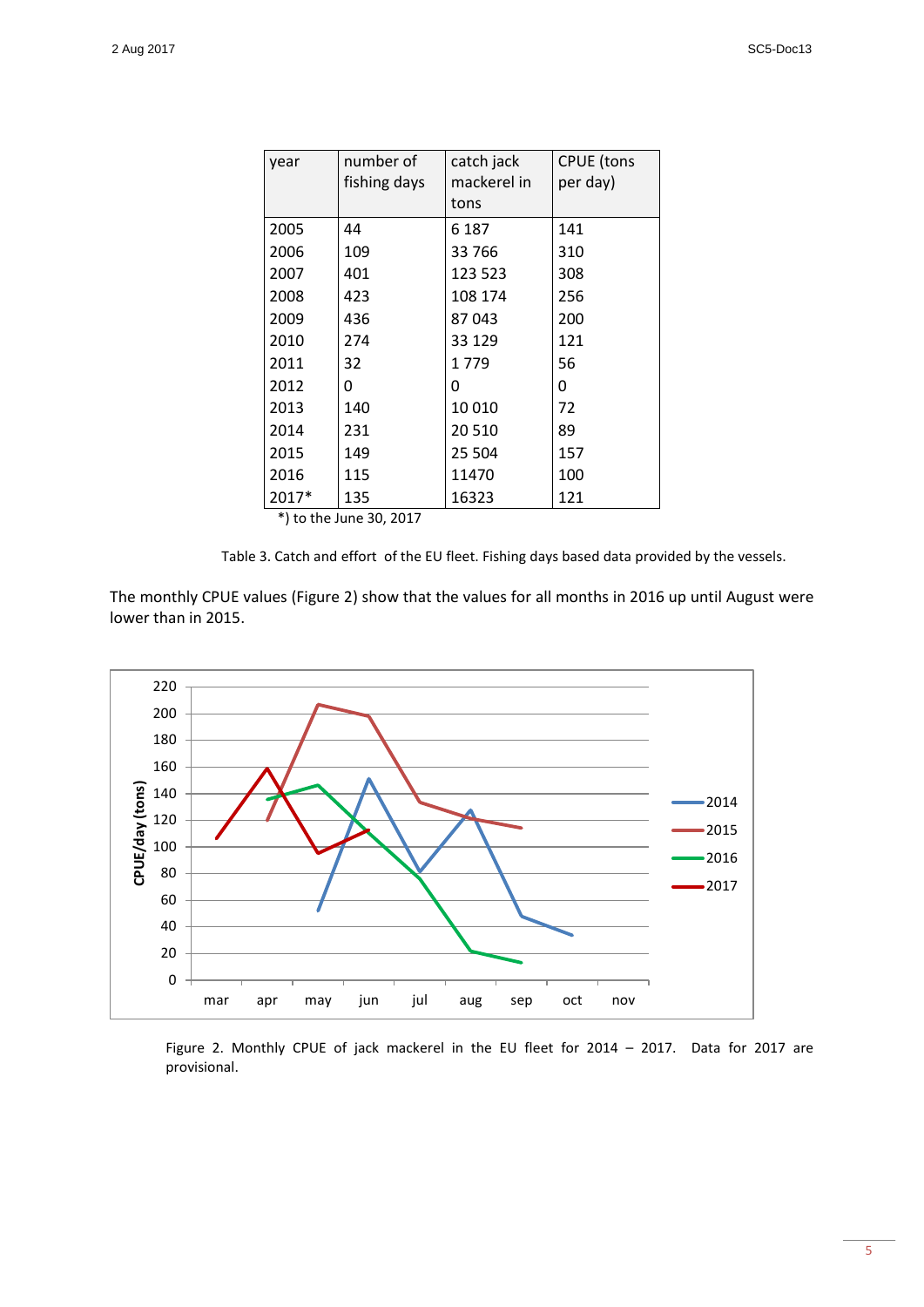| year | number of fishing days | catch jack mackerel in tons | CPUE (tons per day) |
|---|---|---|---|
| 2005 | 44 | 6 187 | 141 |
| 2006 | 109 | 33 766 | 310 |
| 2007 | 401 | 123 523 | 308 |
| 2008 | 423 | 108 174 | 256 |
| 2009 | 436 | 87 043 | 200 |
| 2010 | 274 | 33 129 | 121 |
| 2011 | 32 | 1 779 | 56 |
| 2012 | 0 | 0 | 0 |
| 2013 | 140 | 10 010 | 72 |
| 2014 | 231 | 20 510 | 89 |
| 2015 | 149 | 25 504 | 157 |
| 2016 | 115 | 11470 | 100 |
| 2017* | 135 | 16323 | 121 |

*) to the June 30, 2017

Table 3. Catch and effort of the EU fleet. Fishing days based data provided by the vessels.

The monthly CPUE values (Figure 2) show that the values for all months in 2016 up until August were lower than in 2015.

Figure 2. Monthly CPUE of jack mackerel in the EU fleet for 2014 – 2017. Data for 2017 are provisional.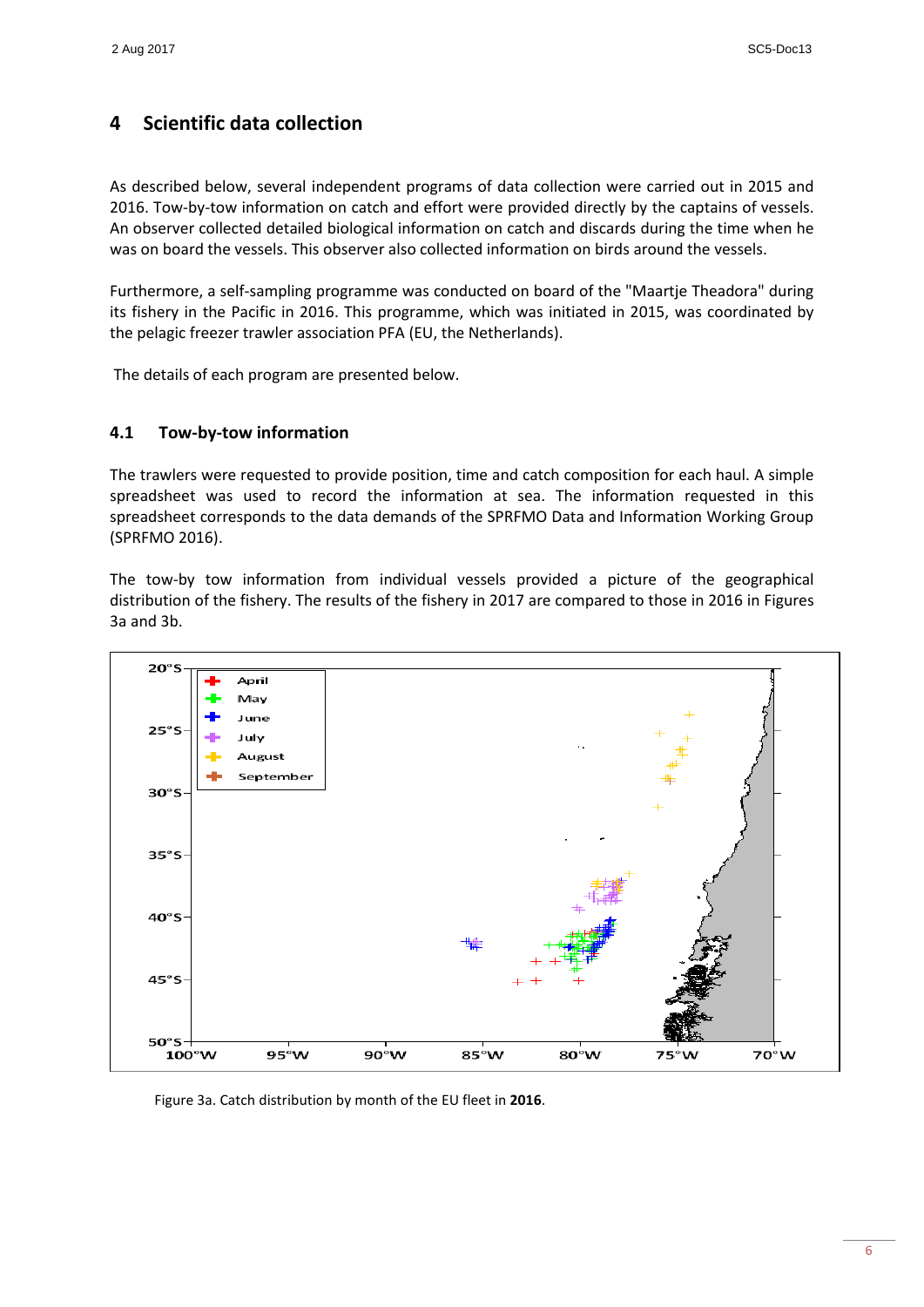# 4 Scientific data collection

As described below, several independent programs of data collection were carried out in 2015 and 2016. Tow-by-tow information on catch and effort were provided directly by the captains of vessels. An observer collected detailed biological information on catch and discards during the time when he was on board the vessels. This observer also collected information on birds around the vessels.

Furthermore, a self-sampling programme was conducted on board of the "Maartje Theadora" during its fishery in the Pacific in 2016. This programme, which was initiated in 2015, was coordinated by the pelagic freezer trawler association PFA (EU, the Netherlands).

The details of each program are presented below.

## 4.1 Tow-by-tow information

The trawlers were requested to provide position, time and catch composition for each haul. A simple spreadsheet was used to record the information at sea. The information requested in this spreadsheet corresponds to the data demands of the SPRFMO Data and Information Working Group (SPRFMO 2016).

The tow-by tow information from individual vessels provided a picture of the geographical distribution of the fishery. The results of the fishery in 2017 are compared to those in 2016 in Figures 3a and 3b.

Figure 3a. Catch distribution by month of the EU fleet in **2016**.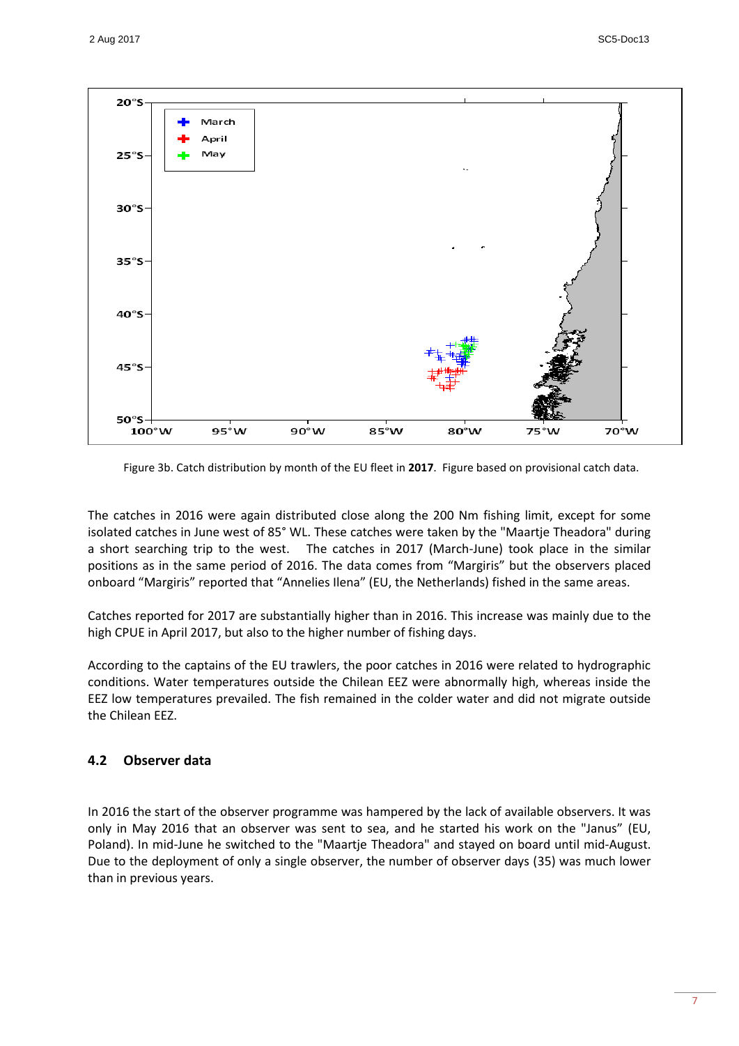Figure 3b. Catch distribution by month of the EU fleet in **2017**. Figure based on provisional catch data.

The catches in 2016 were again distributed close along the 200 Nm fishing limit, except for some isolated catches in June west of 85° WL. These catches were taken by the "Maartje Theadora" during a short searching trip to the west. The catches in 2017 (March-June) took place in the similar positions as in the same period of 2016. The data comes from "Margiris" but the observers placed onboard "Margiris" reported that "Annelies Ilena" (EU, the Netherlands) fished in the same areas.

Catches reported for 2017 are substantially higher than in 2016. This increase was mainly due to the high CPUE in April 2017, but also to the higher number of fishing days.

According to the captains of the EU trawlers, the poor catches in 2016 were related to hydrographic conditions. Water temperatures outside the Chilean EEZ were abnormally high, whereas inside the EEZ low temperatures prevailed. The fish remained in the colder water and did not migrate outside the Chilean EEZ.

## 4.2 Observer data

In 2016 the start of the observer programme was hampered by the lack of available observers. It was only in May 2016 that an observer was sent to sea, and he started his work on the "Janus" (EU, Poland). In mid-June he switched to the "Maartje Theadora" and stayed on board until mid-August. Due to the deployment of only a single observer, the number of observer days (35) was much lower than in previous years.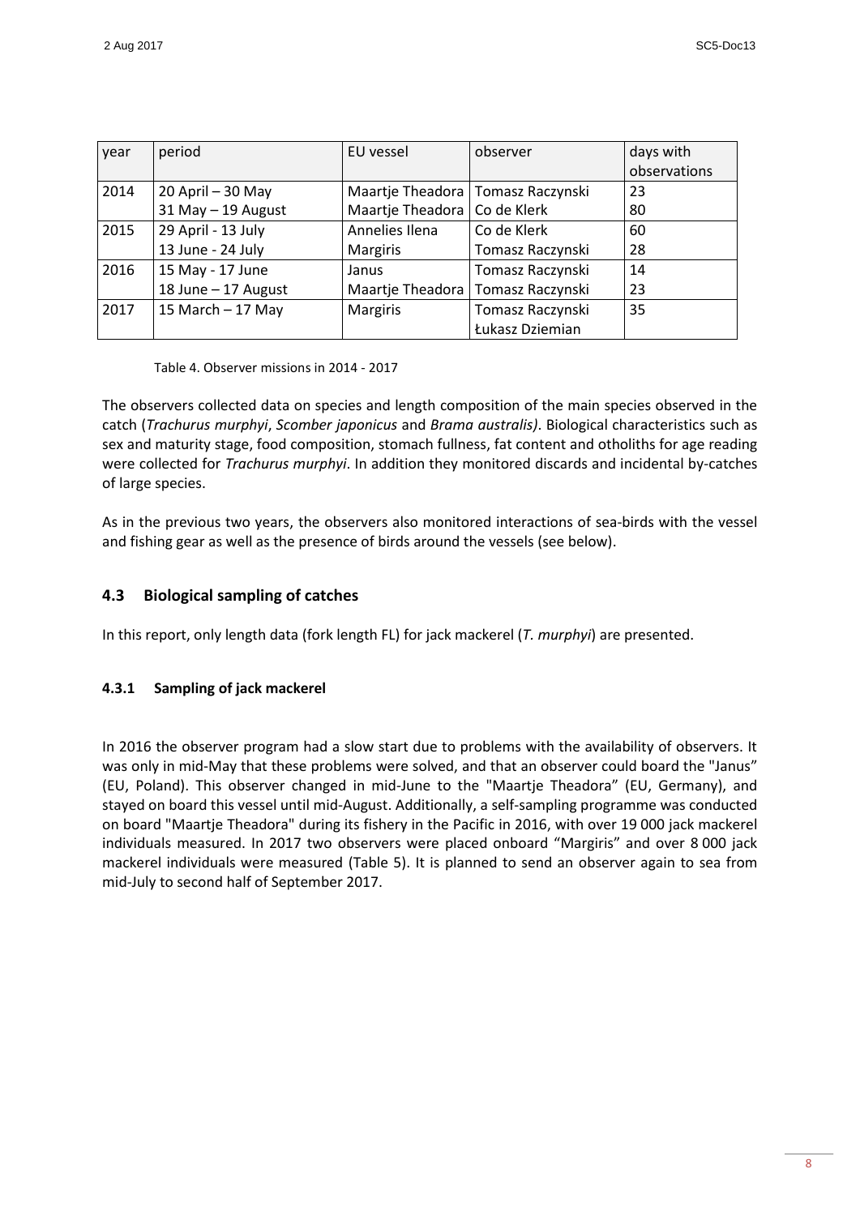| year | period | EU vessel | observer | days with observations |
|---|---|---|---|---|
| 2014 | 20 April – 30 May | Maartje Theadora | Tomasz Raczynski | 23 |
| | 31 May – 19 August | Maartje Theadora | Co de Klerk | 80 |
| 2015 | 29 April - 13 July | Annelies Ilena | Co de Klerk | 60 |
| | 13 June - 24 July | Margiris | Tomasz Raczynski | 28 |
| 2016 | 15 May - 17 June | Janus | Tomasz Raczynski | 14 |
| | 18 June – 17 August | Maartje Theadora | Tomasz Raczynski | 23 |
| 2017 | 15 March – 17 May | Margiris | Tomasz Raczynski<br>Łukasz Dziemian | 35 |

Table 4. Observer missions in 2014 - 2017

The observers collected data on species and length composition of the main species observed in the catch (*Trachurus murphyi*, *Scomber japonicus* and *Brama australis)*. Biological characteristics such as sex and maturity stage, food composition, stomach fullness, fat content and otholiths for age reading were collected for *Trachurus murphyi*. In addition they monitored discards and incidental by-catches of large species.

As in the previous two years, the observers also monitored interactions of sea-birds with the vessel and fishing gear as well as the presence of birds around the vessels (see below).

## 4.3 Biological sampling of catches

In this report, only length data (fork length FL) for jack mackerel (*T. murphyi*) are presented.

### 4.3.1 Sampling of jack mackerel

In 2016 the observer program had a slow start due to problems with the availability of observers. It was only in mid-May that these problems were solved, and that an observer could board the "Janus" (EU, Poland). This observer changed in mid-June to the "Maartje Theadora" (EU, Germany), and stayed on board this vessel until mid-August. Additionally, a self-sampling programme was conducted on board "Maartje Theadora" during its fishery in the Pacific in 2016, with over 19 000 jack mackerel individuals measured. In 2017 two observers were placed onboard "Margiris" and over 8 000 jack mackerel individuals were measured (Table 5). It is planned to send an observer again to sea from mid-July to second half of September 2017.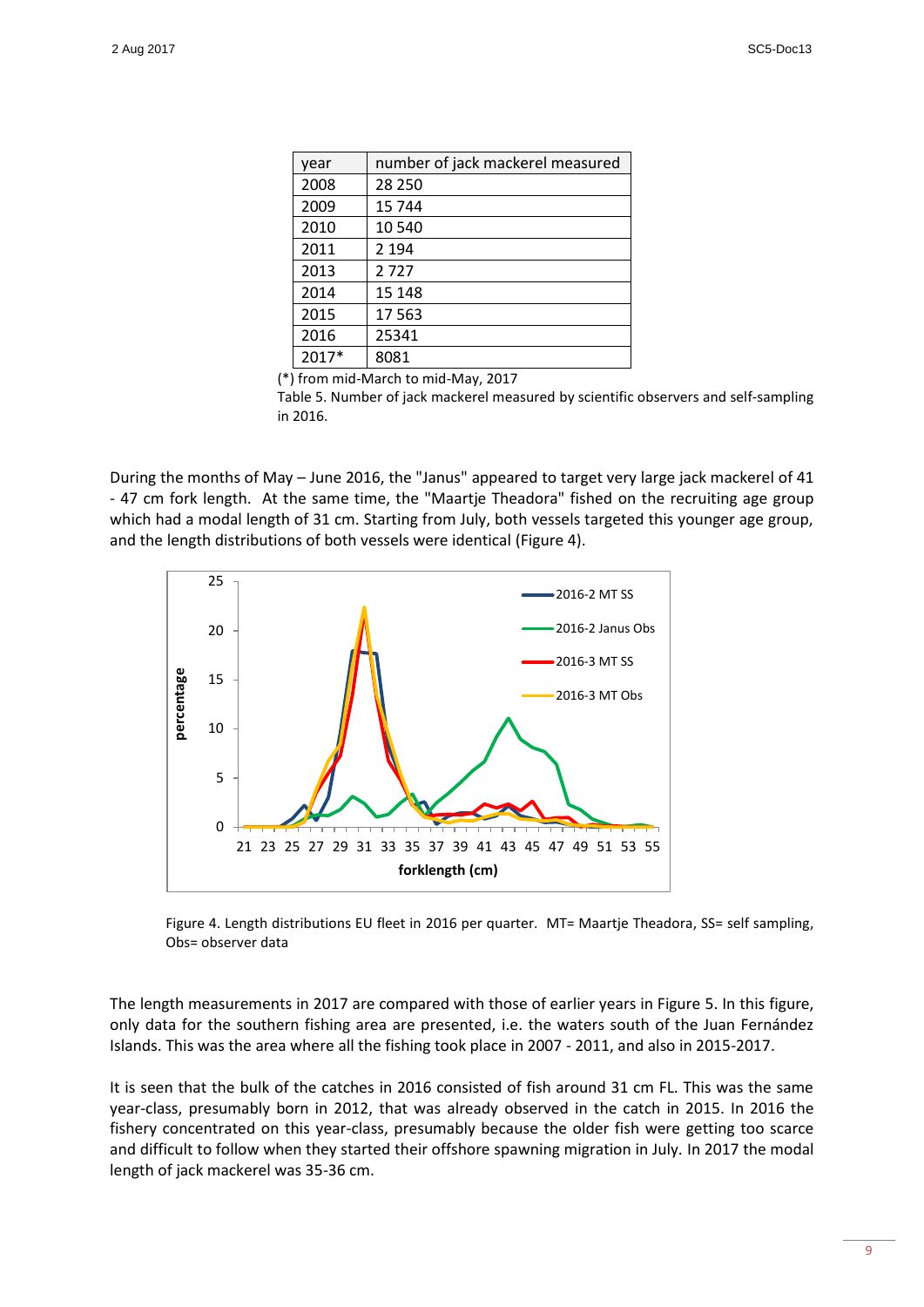| year | number of jack mackerel measured |
|---|---|
| 2008 | 28 250 |
| 2009 | 15 744 |
| 2010 | 10 540 |
| 2011 | 2 194 |
| 2013 | 2 727 |
| 2014 | 15 148 |
| 2015 | 17 563 |
| 2016 | 25341 |
| 2017* | 8081 |

(*) from mid-March to mid-May, 2017

Table 5. Number of jack mackerel measured by scientific observers and self-sampling in 2016.

During the months of May – June 2016, the "Janus" appeared to target very large jack mackerel of 41 - 47 cm fork length. At the same time, the "Maartje Theadora" fished on the recruiting age group which had a modal length of 31 cm. Starting from July, both vessels targeted this younger age group, and the length distributions of both vessels were identical (Figure 4).

Figure 4. Length distributions EU fleet in 2016 per quarter. MT= Maartje Theadora, SS= self sampling, Obs= observer data

The length measurements in 2017 are compared with those of earlier years in Figure 5. In this figure, only data for the southern fishing area are presented, i.e. the waters south of the Juan Fernández Islands. This was the area where all the fishing took place in 2007 - 2011, and also in 2015-2017.

It is seen that the bulk of the catches in 2016 consisted of fish around 31 cm FL. This was the same year-class, presumably born in 2012, that was already observed in the catch in 2015. In 2016 the fishery concentrated on this year-class, presumably because the older fish were getting too scarce and difficult to follow when they started their offshore spawning migration in July. In 2017 the modal length of jack mackerel was 35-36 cm.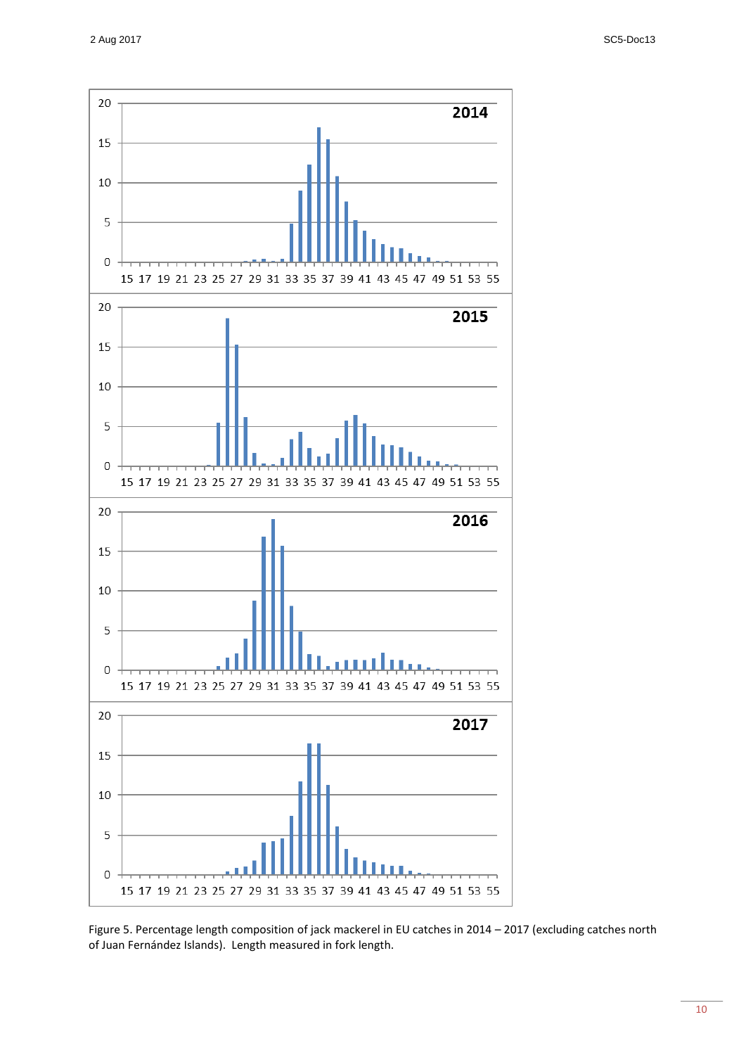Figure 5. Percentage length composition of jack mackerel in EU catches in 2014 – 2017 (excluding catches north of Juan Fernández Islands). Length measured in fork length.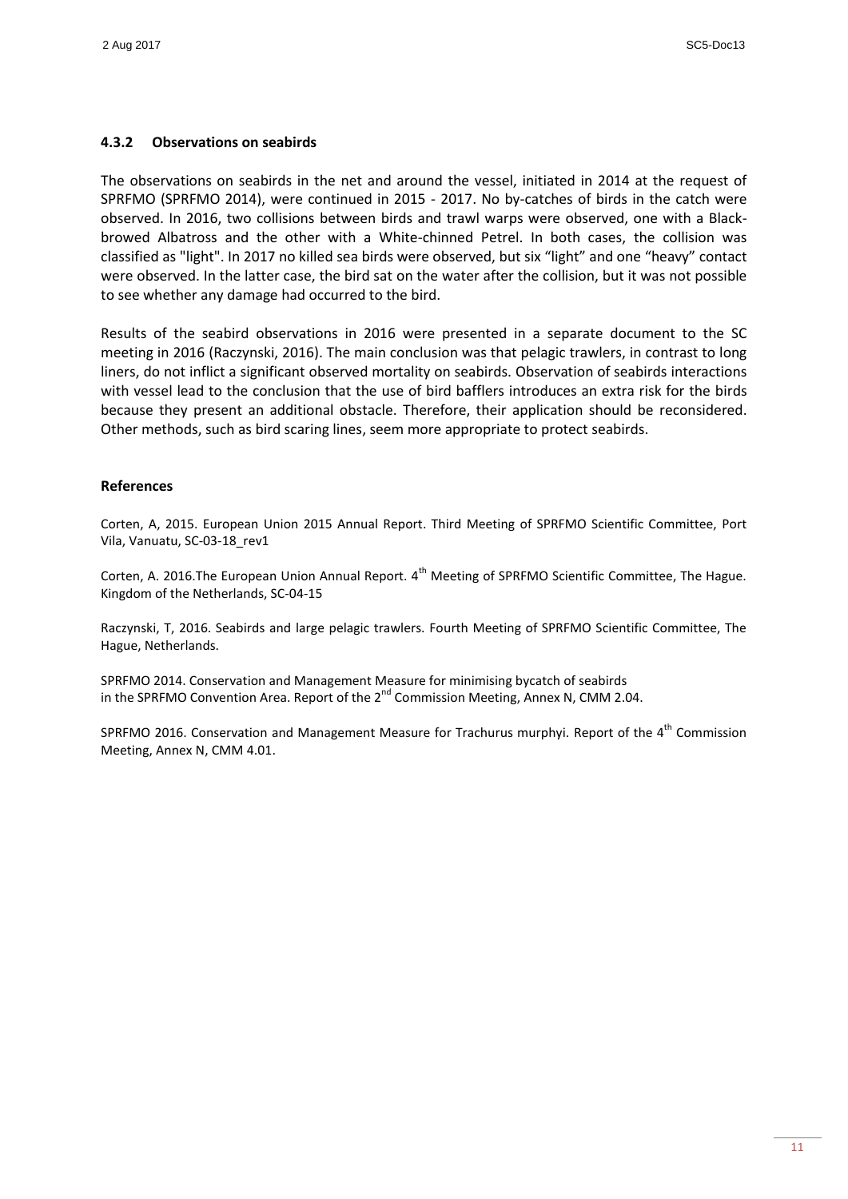### 4.3.2 Observations on seabirds

The observations on seabirds in the net and around the vessel, initiated in 2014 at the request of SPRFMO (SPRFMO 2014), were continued in 2015 - 2017. No by-catches of birds in the catch were observed. In 2016, two collisions between birds and trawl warps were observed, one with a Black-browed Albatross and the other with a White-chinned Petrel. In both cases, the collision was classified as "light". In 2017 no killed sea birds were observed, but six "light" and one "heavy" contact were observed. In the latter case, the bird sat on the water after the collision, but it was not possible to see whether any damage had occurred to the bird.

Results of the seabird observations in 2016 were presented in a separate document to the SC meeting in 2016 (Raczynski, 2016). The main conclusion was that pelagic trawlers, in contrast to long liners, do not inflict a significant observed mortality on seabirds. Observation of seabirds interactions with vessel lead to the conclusion that the use of bird bafflers introduces an extra risk for the birds because they present an additional obstacle. Therefore, their application should be reconsidered. Other methods, such as bird scaring lines, seem more appropriate to protect seabirds.

### References

Corten, A, 2015. European Union 2015 Annual Report. Third Meeting of SPRFMO Scientific Committee, Port Vila, Vanuatu, SC-03-18_rev1

Corten, A. 2016.The European Union Annual Report. 4th Meeting of SPRFMO Scientific Committee, The Hague. Kingdom of the Netherlands, SC-04-15

Raczynski, T, 2016. Seabirds and large pelagic trawlers. Fourth Meeting of SPRFMO Scientific Committee, The Hague, Netherlands.

SPRFMO 2014. Conservation and Management Measure for minimising bycatch of seabirds in the SPRFMO Convention Area. Report of the 2nd Commission Meeting, Annex N, CMM 2.04.

SPRFMO 2016. Conservation and Management Measure for Trachurus murphyi. Report of the 4th Commission Meeting, Annex N, CMM 4.01.